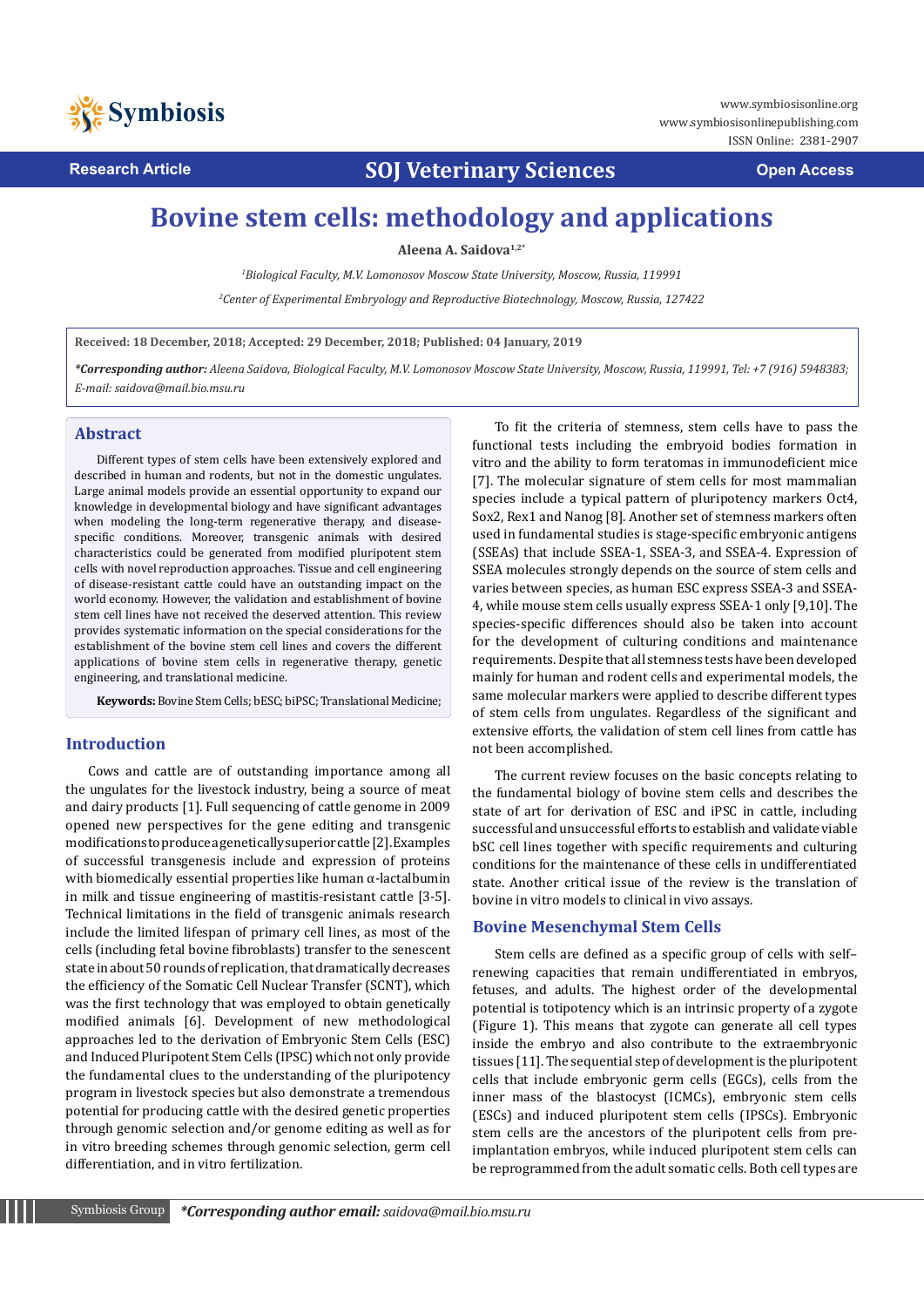Research Article

SOJ Veterinary Sciences

Open Access

# Bovine stem cells: methodology and applications

**Aleena A. Saidova**[1,2*]

[1]Biological Faculty, M.V. Lomonosov Moscow State University, Moscow, Russia, 119991

[2]Center of Experimental Embryology and Reproductive Biotechnology, Moscow, Russia, 127422

**Received: 18 December, 2018; Accepted: 29 December, 2018; Published: 04 January, 2019**

***Corresponding author:** *Aleena Saidova, Biological Faculty, M.V. Lomonosov Moscow State University, Moscow, Russia, 119991, Tel: +7 (916) 5948383; E-mail: saidova@mail.bio.msu.ru*

## Abstract

Different types of stem cells have been extensively explored and described in human and rodents, but not in the domestic ungulates. Large animal models provide an essential opportunity to expand our knowledge in developmental biology and have significant advantages when modeling the long-term regenerative therapy, and disease-specific conditions. Moreover, transgenic animals with desired characteristics could be generated from modified pluripotent stem cells with novel reproduction approaches. Tissue and cell engineering of disease-resistant cattle could have an outstanding impact on the world economy. However, the validation and establishment of bovine stem cell lines have not received the deserved attention. This review provides systematic information on the special considerations for the establishment of the bovine stem cell lines and covers the different applications of bovine stem cells in regenerative therapy, genetic engineering, and translational medicine.

**Keywords:** Bovine Stem Cells; bESC; biPSC; Translational Medicine;

## Introduction

Cows and cattle are of outstanding importance among all the ungulates for the livestock industry, being a source of meat and dairy products [1]. Full sequencing of cattle genome in 2009 opened new perspectives for the gene editing and transgenic modifications to produce a genetically superior cattle [2]. Examples of successful transgenesis include and expression of proteins with biomedically essential properties like human α-lactalbumin in milk and tissue engineering of mastitis-resistant cattle [3-5]. Technical limitations in the field of transgenic animals research include the limited lifespan of primary cell lines, as most of the cells (including fetal bovine fibroblasts) transfer to the senescent state in about 50 rounds of replication, that dramatically decreases the efficiency of the Somatic Cell Nuclear Transfer (SCNT), which was the first technology that was employed to obtain genetically modified animals [6]. Development of new methodological approaches led to the derivation of Embryonic Stem Cells (ESC) and Induced Pluripotent Stem Cells (IPSC) which not only provide the fundamental clues to the understanding of the pluripotency program in livestock species but also demonstrate a tremendous potential for producing cattle with the desired genetic properties through genomic selection and/or genome editing as well as for in vitro breeding schemes through genomic selection, germ cell differentiation, and in vitro fertilization.

To fit the criteria of stemness, stem cells have to pass the functional tests including the embryoid bodies formation in vitro and the ability to form teratomas in immunodeficient mice [7]. The molecular signature of stem cells for most mammalian species include a typical pattern of pluripotency markers Oct4, Sox2, Rex1 and Nanog [8]. Another set of stemness markers often used in fundamental studies is stage-specific embryonic antigens (SSEAs) that include SSEA-1, SSEA-3, and SSEA-4. Expression of SSEA molecules strongly depends on the source of stem cells and varies between species, as human ESC express SSEA-3 and SSEA-4, while mouse stem cells usually express SSEA-1 only [9,10]. The species-specific differences should also be taken into account for the development of culturing conditions and maintenance requirements. Despite that all stemness tests have been developed mainly for human and rodent cells and experimental models, the same molecular markers were applied to describe different types of stem cells from ungulates. Regardless of the significant and extensive efforts, the validation of stem cell lines from cattle has not been accomplished.

The current review focuses on the basic concepts relating to the fundamental biology of bovine stem cells and describes the state of art for derivation of ESC and iPSC in cattle, including successful and unsuccessful efforts to establish and validate viable bSC cell lines together with specific requirements and culturing conditions for the maintenance of these cells in undifferentiated state. Another critical issue of the review is the translation of bovine in vitro models to clinical in vivo assays.

## Bovine Mesenchymal Stem Cells

Stem cells are defined as a specific group of cells with self–renewing capacities that remain undifferentiated in embryos, fetuses, and adults. The highest order of the developmental potential is totipotency which is an intrinsic property of a zygote (Figure 1). This means that zygote can generate all cell types inside the embryo and also contribute to the extraembryonic tissues [11]. The sequential step of development is the pluripotent cells that include embryonic germ cells (EGCs), cells from the inner mass of the blastocyst (ICMCs), embryonic stem cells (ESCs) and induced pluripotent stem cells (IPSCs). Embryonic stem cells are the ancestors of the pluripotent cells from pre-implantation embryos, while induced pluripotent stem cells can be reprogrammed from the adult somatic cells. Both cell types are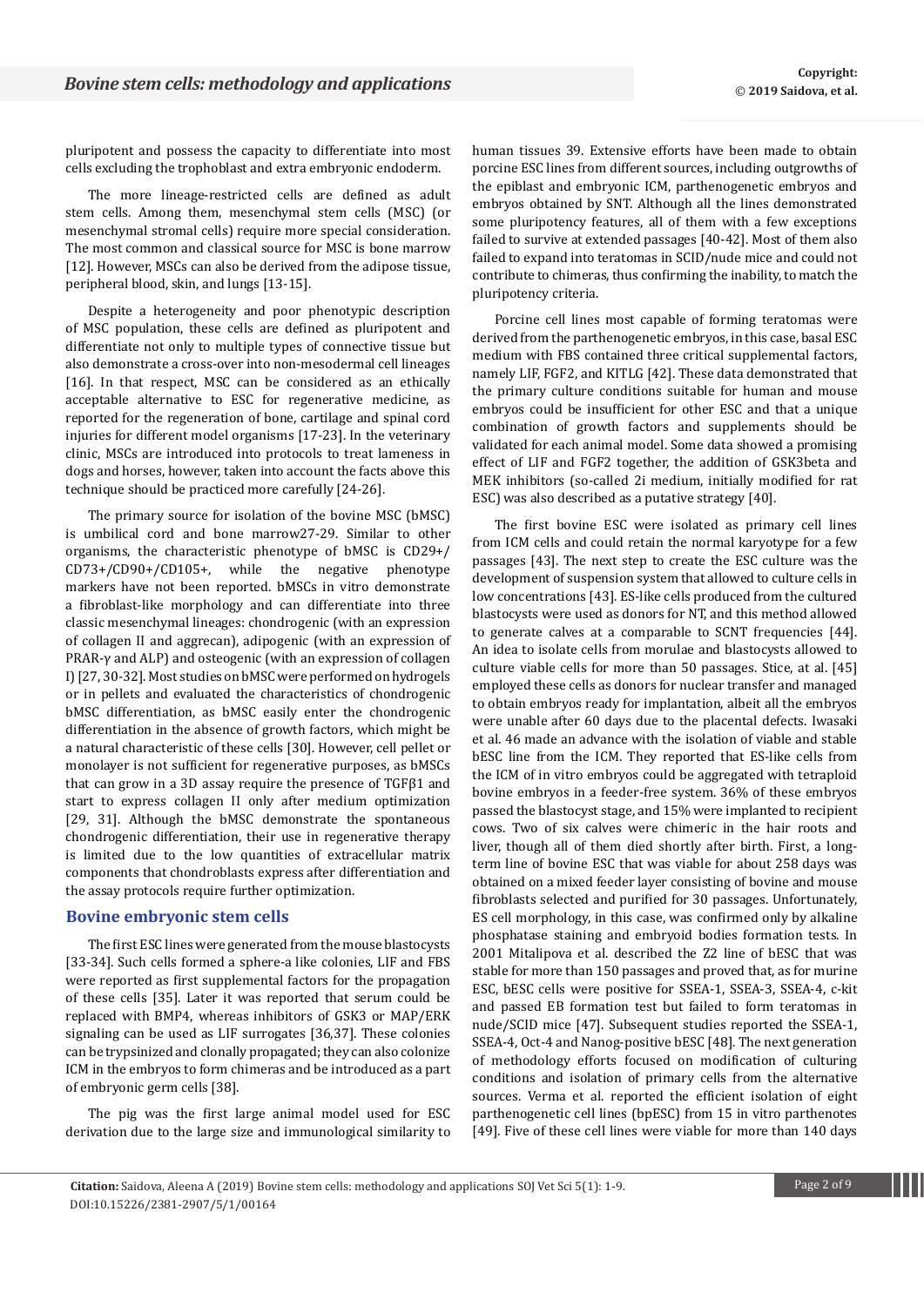pluripotent and possess the capacity to differentiate into most cells excluding the trophoblast and extra embryonic endoderm.

The more lineage-restricted cells are defined as adult stem cells. Among them, mesenchymal stem cells (MSC) (or mesenchymal stromal cells) require more special consideration. The most common and classical source for MSC is bone marrow [12]. However, MSCs can also be derived from the adipose tissue, peripheral blood, skin, and lungs [13-15].

Despite a heterogeneity and poor phenotypic description of MSC population, these cells are defined as pluripotent and differentiate not only to multiple types of connective tissue but also demonstrate a cross-over into non-mesodermal cell lineages [16]. In that respect, MSC can be considered as an ethically acceptable alternative to ESC for regenerative medicine, as reported for the regeneration of bone, cartilage and spinal cord injuries for different model organisms [17-23]. In the veterinary clinic, MSCs are introduced into protocols to treat lameness in dogs and horses, however, taken into account the facts above this technique should be practiced more carefully [24-26].

The primary source for isolation of the bovine MSC (bMSC) is umbilical cord and bone marrow27-29. Similar to other organisms, the characteristic phenotype of bMSC is CD29+/ CD73+/CD90+/CD105+, while the negative phenotype markers have not been reported. bMSCs in vitro demonstrate a fibroblast-like morphology and can differentiate into three classic mesenchymal lineages: chondrogenic (with an expression of collagen II and aggrecan), adipogenic (with an expression of PRAR-γ and ALP) and osteogenic (with an expression of collagen I) [27, 30-32]. Most studies on bMSC were performed on hydrogels or in pellets and evaluated the characteristics of chondrogenic bMSC differentiation, as bMSC easily enter the chondrogenic differentiation in the absence of growth factors, which might be a natural characteristic of these cells [30]. However, cell pellet or monolayer is not sufficient for regenerative purposes, as bMSCs that can grow in a 3D assay require the presence of TGFβ1 and start to express collagen II only after medium optimization [29, 31]. Although the bMSC demonstrate the spontaneous chondrogenic differentiation, their use in regenerative therapy is limited due to the low quantities of extracellular matrix components that chondroblasts express after differentiation and the assay protocols require further optimization.

## Bovine embryonic stem cells

The first ESC lines were generated from the mouse blastocysts [33-34]. Such cells formed a sphere-a like colonies, LIF and FBS were reported as first supplemental factors for the propagation of these cells [35]. Later it was reported that serum could be replaced with BMP4, whereas inhibitors of GSK3 or MAP/ERK signaling can be used as LIF surrogates [36,37]. These colonies can be trypsinized and clonally propagated; they can also colonize ICM in the embryos to form chimeras and be introduced as a part of embryonic germ cells [38].

The pig was the first large animal model used for ESC derivation due to the large size and immunological similarity to human tissues 39. Extensive efforts have been made to obtain porcine ESC lines from different sources, including outgrowths of the epiblast and embryonic ICM, parthenogenetic embryos and embryos obtained by SNT. Although all the lines demonstrated some pluripotency features, all of them with a few exceptions failed to survive at extended passages [40-42]. Most of them also failed to expand into teratomas in SCID/nude mice and could not contribute to chimeras, thus confirming the inability, to match the pluripotency criteria.

Porcine cell lines most capable of forming teratomas were derived from the parthenogenetic embryos, in this case, basal ESC medium with FBS contained three critical supplemental factors, namely LIF, FGF2, and KITLG [42]. These data demonstrated that the primary culture conditions suitable for human and mouse embryos could be insufficient for other ESC and that a unique combination of growth factors and supplements should be validated for each animal model. Some data showed a promising effect of LIF and FGF2 together, the addition of GSK3beta and MEK inhibitors (so-called 2i medium, initially modified for rat ESC) was also described as a putative strategy [40].

The first bovine ESC were isolated as primary cell lines from ICM cells and could retain the normal karyotype for a few passages [43]. The next step to create the ESC culture was the development of suspension system that allowed to culture cells in low concentrations [43]. ES-like cells produced from the cultured blastocysts were used as donors for NT, and this method allowed to generate calves at a comparable to SCNT frequencies [44]. An idea to isolate cells from morulae and blastocysts allowed to culture viable cells for more than 50 passages. Stice, at al. [45] employed these cells as donors for nuclear transfer and managed to obtain embryos ready for implantation, albeit all the embryos were unable after 60 days due to the placental defects. Iwasaki et al. 46 made an advance with the isolation of viable and stable bESC line from the ICM. They reported that ES-like cells from the ICM of in vitro embryos could be aggregated with tetraploid bovine embryos in a feeder-free system. 36% of these embryos passed the blastocyst stage, and 15% were implanted to recipient cows. Two of six calves were chimeric in the hair roots and liver, though all of them died shortly after birth. First, a long-term line of bovine ESC that was viable for about 258 days was obtained on a mixed feeder layer consisting of bovine and mouse fibroblasts selected and purified for 30 passages. Unfortunately, ES cell morphology, in this case, was confirmed only by alkaline phosphatase staining and embryoid bodies formation tests. In 2001 Mitalipova et al. described the Z2 line of bESC that was stable for more than 150 passages and proved that, as for murine ESC, bESC cells were positive for SSEA-1, SSEA-3, SSEA-4, c-kit and passed EB formation test but failed to form teratomas in nude/SCID mice [47]. Subsequent studies reported the SSEA-1, SSEA-4, Oct-4 and Nanog-positive bESC [48]. The next generation of methodology efforts focused on modification of culturing conditions and isolation of primary cells from the alternative sources. Verma et al. reported the efficient isolation of eight parthenogenetic cell lines (bpESC) from 15 in vitro parthenotes [49]. Five of these cell lines were viable for more than 140 days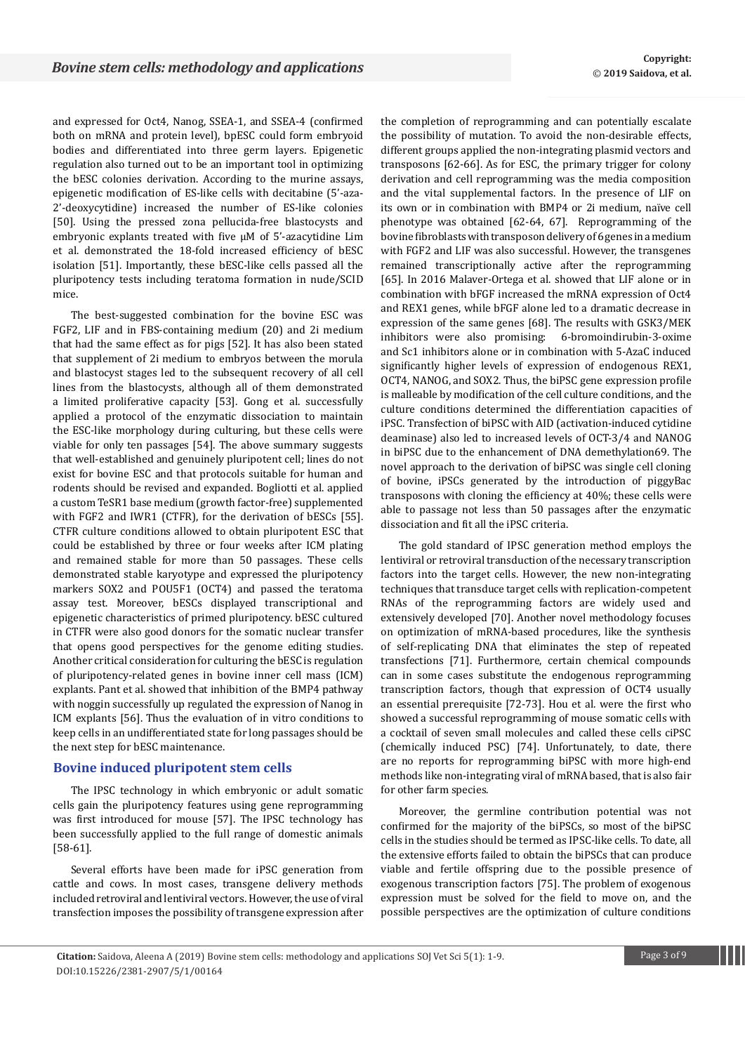and expressed for Oct4, Nanog, SSEA-1, and SSEA-4 (confirmed both on mRNA and protein level), bpESC could form embryoid bodies and differentiated into three germ layers. Epigenetic regulation also turned out to be an important tool in optimizing the bESC colonies derivation. According to the murine assays, epigenetic modification of ES-like cells with decitabine (5'-aza-2'-deoxycytidine) increased the number of ES-like colonies [50]. Using the pressed zona pellucida-free blastocysts and embryonic explants treated with five μM of 5'-azacytidine Lim et al. demonstrated the 18-fold increased efficiency of bESC isolation [51]. Importantly, these bESC-like cells passed all the pluripotency tests including teratoma formation in nude/SCID mice.

The best-suggested combination for the bovine ESC was FGF2, LIF and in FBS-containing medium (20) and 2i medium that had the same effect as for pigs [52]. It has also been stated that supplement of 2i medium to embryos between the morula and blastocyst stages led to the subsequent recovery of all cell lines from the blastocysts, although all of them demonstrated a limited proliferative capacity [53]. Gong et al. successfully applied a protocol of the enzymatic dissociation to maintain the ESC-like morphology during culturing, but these cells were viable for only ten passages [54]. The above summary suggests that well-established and genuinely pluripotent cell; lines do not exist for bovine ESC and that protocols suitable for human and rodents should be revised and expanded. Bogliotti et al. applied a custom TeSR1 base medium (growth factor-free) supplemented with FGF2 and IWR1 (CTFR), for the derivation of bESCs [55]. CTFR culture conditions allowed to obtain pluripotent ESC that could be established by three or four weeks after ICM plating and remained stable for more than 50 passages. These cells demonstrated stable karyotype and expressed the pluripotency markers SOX2 and POU5F1 (OCT4) and passed the teratoma assay test. Moreover, bESCs displayed transcriptional and epigenetic characteristics of primed pluripotency. bESC cultured in CTFR were also good donors for the somatic nuclear transfer that opens good perspectives for the genome editing studies. Another critical consideration for culturing the bESC is regulation of pluripotency-related genes in bovine inner cell mass (ICM) explants. Pant et al. showed that inhibition of the BMP4 pathway with noggin successfully up regulated the expression of Nanog in ICM explants [56]. Thus the evaluation of in vitro conditions to keep cells in an undifferentiated state for long passages should be the next step for bESC maintenance.

## Bovine induced pluripotent stem cells

The IPSC technology in which embryonic or adult somatic cells gain the pluripotency features using gene reprogramming was first introduced for mouse [57]. The IPSC technology has been successfully applied to the full range of domestic animals [58-61].

Several efforts have been made for iPSC generation from cattle and cows. In most cases, transgene delivery methods included retroviral and lentiviral vectors. However, the use of viral transfection imposes the possibility of transgene expression after the completion of reprogramming and can potentially escalate the possibility of mutation. To avoid the non-desirable effects, different groups applied the non-integrating plasmid vectors and transposons [62-66]. As for ESC, the primary trigger for colony derivation and cell reprogramming was the media composition and the vital supplemental factors. In the presence of LIF on its own or in combination with BMP4 or 2i medium, naïve cell phenotype was obtained [62-64, 67]. Reprogramming of the bovine fibroblasts with transposon delivery of 6 genes in a medium with FGF2 and LIF was also successful. However, the transgenes remained transcriptionally active after the reprogramming [65]. In 2016 Malaver-Ortega et al. showed that LIF alone or in combination with bFGF increased the mRNA expression of Oct4 and REX1 genes, while bFGF alone led to a dramatic decrease in expression of the same genes [68]. The results with GSK3/MEK inhibitors were also promising: 6-bromoindirubin-3-oxime and Sc1 inhibitors alone or in combination with 5-AzaC induced significantly higher levels of expression of endogenous REX1, OCT4, NANOG, and SOX2. Thus, the biPSC gene expression profile is malleable by modification of the cell culture conditions, and the culture conditions determined the differentiation capacities of iPSC. Transfection of biPSC with AID (activation-induced cytidine deaminase) also led to increased levels of OCT-3/4 and NANOG in biPSC due to the enhancement of DNA demethylation69. The novel approach to the derivation of biPSC was single cell cloning of bovine, iPSCs generated by the introduction of piggyBac transposons with cloning the efficiency at 40%; these cells were able to passage not less than 50 passages after the enzymatic dissociation and fit all the iPSC criteria.

The gold standard of IPSC generation method employs the lentiviral or retroviral transduction of the necessary transcription factors into the target cells. However, the new non-integrating techniques that transduce target cells with replication-competent RNAs of the reprogramming factors are widely used and extensively developed [70]. Another novel methodology focuses on optimization of mRNA-based procedures, like the synthesis of self-replicating DNA that eliminates the step of repeated transfections [71]. Furthermore, certain chemical compounds can in some cases substitute the endogenous reprogramming transcription factors, though that expression of OCT4 usually an essential prerequisite [72-73]. Hou et al. were the first who showed a successful reprogramming of mouse somatic cells with a cocktail of seven small molecules and called these cells ciPSC (chemically induced PSC) [74]. Unfortunately, to date, there are no reports for reprogramming biPSC with more high-end methods like non-integrating viral of mRNA based, that is also fair for other farm species.

Moreover, the germline contribution potential was not confirmed for the majority of the biPSCs, so most of the biPSC cells in the studies should be termed as IPSC-like cells. To date, all the extensive efforts failed to obtain the biPSCs that can produce viable and fertile offspring due to the possible presence of exogenous transcription factors [75]. The problem of exogenous expression must be solved for the field to move on, and the possible perspectives are the optimization of culture conditions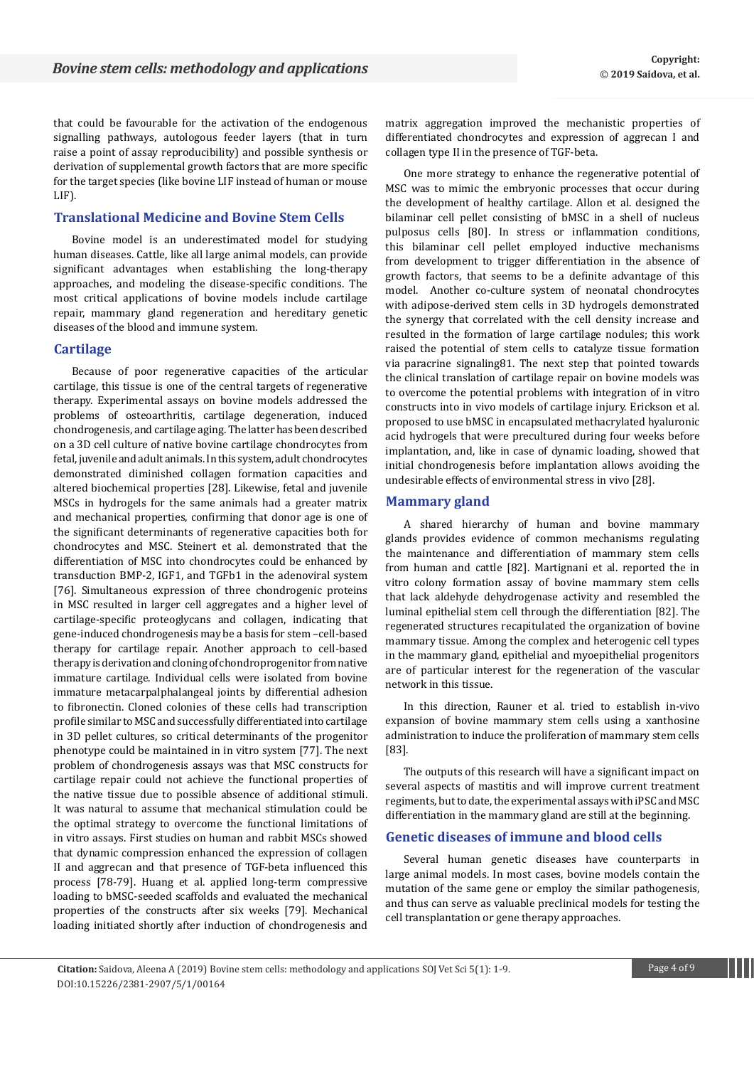that could be favourable for the activation of the endogenous signalling pathways, autologous feeder layers (that in turn raise a point of assay reproducibility) and possible synthesis or derivation of supplemental growth factors that are more specific for the target species (like bovine LIF instead of human or mouse LIF).

## Translational Medicine and Bovine Stem Cells

Bovine model is an underestimated model for studying human diseases. Cattle, like all large animal models, can provide significant advantages when establishing the long-therapy approaches, and modeling the disease-specific conditions. The most critical applications of bovine models include cartilage repair, mammary gland regeneration and hereditary genetic diseases of the blood and immune system.

## Cartilage

Because of poor regenerative capacities of the articular cartilage, this tissue is one of the central targets of regenerative therapy. Experimental assays on bovine models addressed the problems of osteoarthritis, cartilage degeneration, induced chondrogenesis, and cartilage aging. The latter has been described on a 3D cell culture of native bovine cartilage chondrocytes from fetal, juvenile and adult animals. In this system, adult chondrocytes demonstrated diminished collagen formation capacities and altered biochemical properties [28]. Likewise, fetal and juvenile MSCs in hydrogels for the same animals had a greater matrix and mechanical properties, confirming that donor age is one of the significant determinants of regenerative capacities both for chondrocytes and MSC. Steinert et al. demonstrated that the differentiation of MSC into chondrocytes could be enhanced by transduction BMP-2, IGF1, and TGFb1 in the adenoviral system [76]. Simultaneous expression of three chondrogenic proteins in MSC resulted in larger cell aggregates and a higher level of cartilage-specific proteoglycans and collagen, indicating that gene-induced chondrogenesis may be a basis for stem –cell-based therapy for cartilage repair. Another approach to cell-based therapy is derivation and cloning of chondroprogenitor from native immature cartilage. Individual cells were isolated from bovine immature metacarpalphalangeal joints by differential adhesion to fibronectin. Cloned colonies of these cells had transcription profile similar to MSC and successfully differentiated into cartilage in 3D pellet cultures, so critical determinants of the progenitor phenotype could be maintained in in vitro system [77]. The next problem of chondrogenesis assays was that MSC constructs for cartilage repair could not achieve the functional properties of the native tissue due to possible absence of additional stimuli. It was natural to assume that mechanical stimulation could be the optimal strategy to overcome the functional limitations of in vitro assays. First studies on human and rabbit MSCs showed that dynamic compression enhanced the expression of collagen II and aggrecan and that presence of TGF-beta influenced this process [78-79]. Huang et al. applied long-term compressive loading to bMSC-seeded scaffolds and evaluated the mechanical properties of the constructs after six weeks [79]. Mechanical loading initiated shortly after induction of chondrogenesis and matrix aggregation improved the mechanistic properties of differentiated chondrocytes and expression of aggrecan I and collagen type II in the presence of TGF-beta.

One more strategy to enhance the regenerative potential of MSC was to mimic the embryonic processes that occur during the development of healthy cartilage. Allon et al. designed the bilaminar cell pellet consisting of bMSC in a shell of nucleus pulposus cells [80]. In stress or inflammation conditions, this bilaminar cell pellet employed inductive mechanisms from development to trigger differentiation in the absence of growth factors, that seems to be a definite advantage of this model. Another co-culture system of neonatal chondrocytes with adipose-derived stem cells in 3D hydrogels demonstrated the synergy that correlated with the cell density increase and resulted in the formation of large cartilage nodules; this work raised the potential of stem cells to catalyze tissue formation via paracrine signaling81. The next step that pointed towards the clinical translation of cartilage repair on bovine models was to overcome the potential problems with integration of in vitro constructs into in vivo models of cartilage injury. Erickson et al. proposed to use bMSC in encapsulated methacrylated hyaluronic acid hydrogels that were precultured during four weeks before implantation, and, like in case of dynamic loading, showed that initial chondrogenesis before implantation allows avoiding the undesirable effects of environmental stress in vivo [28].

## Mammary gland

A shared hierarchy of human and bovine mammary glands provides evidence of common mechanisms regulating the maintenance and differentiation of mammary stem cells from human and cattle [82]. Martignani et al. reported the in vitro colony formation assay of bovine mammary stem cells that lack aldehyde dehydrogenase activity and resembled the luminal epithelial stem cell through the differentiation [82]. The regenerated structures recapitulated the organization of bovine mammary tissue. Among the complex and heterogenic cell types in the mammary gland, epithelial and myoepithelial progenitors are of particular interest for the regeneration of the vascular network in this tissue.

In this direction, Rauner et al. tried to establish in-vivo expansion of bovine mammary stem cells using a xanthosine administration to induce the proliferation of mammary stem cells [83].

The outputs of this research will have a significant impact on several aspects of mastitis and will improve current treatment regiments, but to date, the experimental assays with iPSC and MSC differentiation in the mammary gland are still at the beginning.

## Genetic diseases of immune and blood cells

Several human genetic diseases have counterparts in large animal models. In most cases, bovine models contain the mutation of the same gene or employ the similar pathogenesis, and thus can serve as valuable preclinical models for testing the cell transplantation or gene therapy approaches.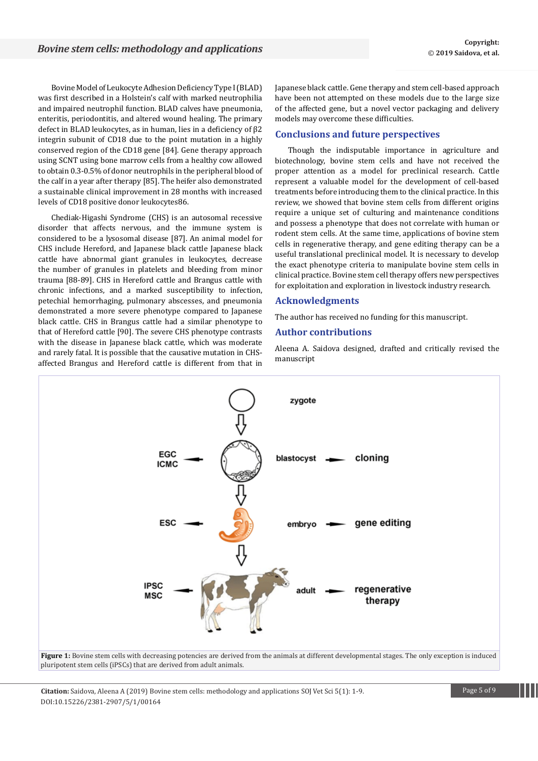Bovine Model of Leukocyte Adhesion Deficiency Type I (BLAD) was first described in a Holstein's calf with marked neutrophilia and impaired neutrophil function. BLAD calves have pneumonia, enteritis, periodontitis, and altered wound healing. The primary defect in BLAD leukocytes, as in human, lies in a deficiency of β2 integrin subunit of CD18 due to the point mutation in a highly conserved region of the CD18 gene [84]. Gene therapy approach using SCNT using bone marrow cells from a healthy cow allowed to obtain 0.3-0.5% of donor neutrophils in the peripheral blood of the calf in a year after therapy [85]. The heifer also demonstrated a sustainable clinical improvement in 28 months with increased levels of CD18 positive donor leukocytes86.

Chediak-Higashi Syndrome (CHS) is an autosomal recessive disorder that affects nervous, and the immune system is considered to be a lysosomal disease [87]. An animal model for CHS include Hereford, and Japanese black cattle Japanese black cattle have abnormal giant granules in leukocytes, decrease the number of granules in platelets and bleeding from minor trauma [88-89]. CHS in Hereford cattle and Brangus cattle with chronic infections, and a marked susceptibility to infection, petechial hemorrhaging, pulmonary abscesses, and pneumonia demonstrated a more severe phenotype compared to Japanese black cattle. CHS in Brangus cattle had a similar phenotype to that of Hereford cattle [90]. The severe CHS phenotype contrasts with the disease in Japanese black cattle, which was moderate and rarely fatal. It is possible that the causative mutation in CHS-affected Brangus and Hereford cattle is different from that in Japanese black cattle. Gene therapy and stem cell-based approach have been not attempted on these models due to the large size of the affected gene, but a novel vector packaging and delivery models may overcome these difficulties.

## Conclusions and future perspectives

Though the indisputable importance in agriculture and biotechnology, bovine stem cells and have not received the proper attention as a model for preclinical research. Cattle represent a valuable model for the development of cell-based treatments before introducing them to the clinical practice. In this review, we showed that bovine stem cells from different origins require a unique set of culturing and maintenance conditions and possess a phenotype that does not correlate with human or rodent stem cells. At the same time, applications of bovine stem cells in regenerative therapy, and gene editing therapy can be a useful translational preclinical model. It is necessary to develop the exact phenotype criteria to manipulate bovine stem cells in clinical practice. Bovine stem cell therapy offers new perspectives for exploitation and exploration in livestock industry research.

## Acknowledgments

The author has received no funding for this manuscript.

## Author contributions

Aleena A. Saidova designed, drafted and critically revised the manuscript

**Figure 1:** Bovine stem cells with decreasing potencies are derived from the animals at different developmental stages. The only exception is induced pluripotent stem cells (iPSCs) that are derived from adult animals.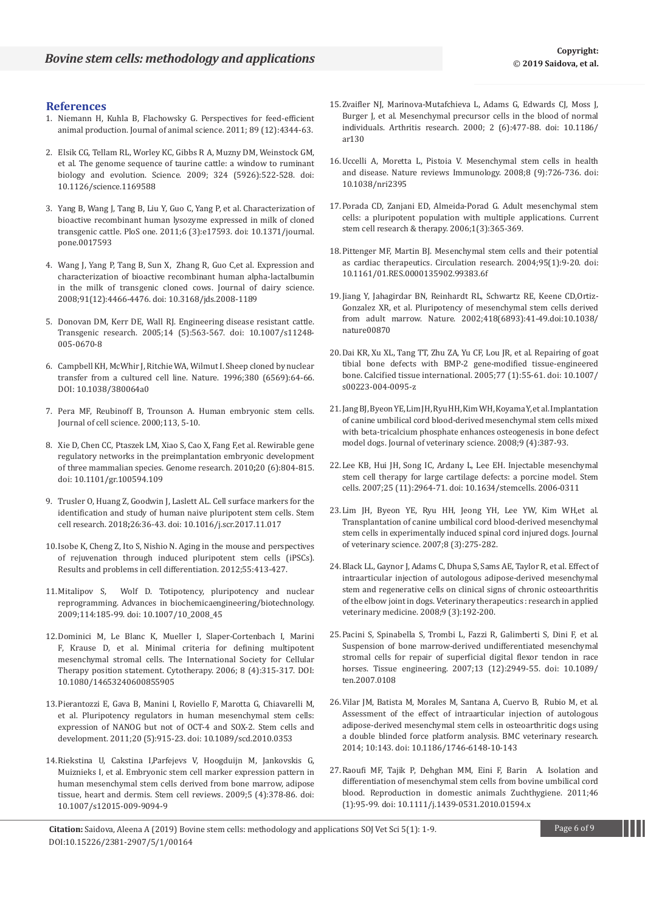## References

1. Niemann H, Kuhla B, Flachowsky G. Perspectives for feed-efficient animal production. Journal of animal science. 2011; 89 (12):4344-63.

2. Elsik CG, Tellam RL, Worley KC, Gibbs R A, Muzny DM, Weinstock GM, et al. The genome sequence of taurine cattle: a window to ruminant biology and evolution. Science. 2009; 324 (5926):522-528. doi: 10.1126/science.1169588

3. Yang B, Wang J, Tang B, Liu Y, Guo C, Yang P, et al. Characterization of bioactive recombinant human lysozyme expressed in milk of cloned transgenic cattle. PloS one. 2011;6 (3):e17593. doi: 10.1371/journal.pone.0017593

4. Wang J, Yang P, Tang B, Sun X, Zhang R, Guo C,et al. Expression and characterization of bioactive recombinant human alpha-lactalbumin in the milk of transgenic cloned cows. Journal of dairy science. 2008;91(12):4466-4476. doi: 10.3168/jds.2008-1189

5. Donovan DM, Kerr DE, Wall RJ. Engineering disease resistant cattle. Transgenic research. 2005;14 (5):563-567. doi: 10.1007/s11248-005-0670-8

6. Campbell KH, McWhir J, Ritchie WA, Wilmut I. Sheep cloned by nuclear transfer from a cultured cell line. Nature. 1996;380 (6569):64-66. DOI: 10.1038/380064a0

7. Pera MF, Reubinoff B, Trounson A. Human embryonic stem cells. Journal of cell science. 2000;113, 5-10.

8. Xie D, Chen CC, Ptaszek LM, Xiao S, Cao X, Fang F,et al. Rewirable gene regulatory networks in the preimplantation embryonic development of three mammalian species. Genome research. 2010;20 (6):804-815. doi: 10.1101/gr.100594.109

9. Trusler O, Huang Z, Goodwin J, Laslett AL. Cell surface markers for the identification and study of human naive pluripotent stem cells. Stem cell research. 2018;26:36-43. doi: 10.1016/j.scr.2017.11.017

10. Isobe K, Cheng Z, Ito S, Nishio N. Aging in the mouse and perspectives of rejuvenation through induced pluripotent stem cells (iPSCs). Results and problems in cell differentiation. 2012;55:413-427.

11. Mitalipov S, Wolf D. Totipotency, pluripotency and nuclear reprogramming. Advances in biochemicaengineering/biotechnology. 2009;114:185-99. doi: 10.1007/10_2008_45

12. Dominici M, Le Blanc K, Mueller I, Slaper-Cortenbach I, Marini F, Krause D, et al. Minimal criteria for defining multipotent mesenchymal stromal cells. The International Society for Cellular Therapy position statement. Cytotherapy. 2006; 8 (4):315-317. DOI: 10.1080/14653240600855905

13. Pierantozzi E, Gava B, Manini I, Roviello F, Marotta G, Chiavarelli M, et al. Pluripotency regulators in human mesenchymal stem cells: expression of NANOG but not of OCT-4 and SOX-2. Stem cells and development. 2011;20 (5):915-23. doi: 10.1089/scd.2010.0353

14. Riekstina U, Cakstina I,Parfejevs V, Hoogduijn M, Jankovskis G, Muiznieks I, et al. Embryonic stem cell marker expression pattern in human mesenchymal stem cells derived from bone marrow, adipose tissue, heart and dermis. Stem cell reviews. 2009;5 (4):378-86. doi: 10.1007/s12015-009-9094-9

15. Zvaifler NJ, Marinova-Mutafchieva L, Adams G, Edwards CJ, Moss J, Burger J, et al. Mesenchymal precursor cells in the blood of normal individuals. Arthritis research. 2000; 2 (6):477-88. doi: 10.1186/ar130

16. Uccelli A, Moretta L, Pistoia V. Mesenchymal stem cells in health and disease. Nature reviews Immunology. 2008;8 (9):726-736. doi: 10.1038/nri2395

17. Porada CD, Zanjani ED, Almeida-Porad G. Adult mesenchymal stem cells: a pluripotent population with multiple applications. Current stem cell research & therapy. 2006;1(3):365-369.

18. Pittenger MF, Martin BJ. Mesenchymal stem cells and their potential as cardiac therapeutics. Circulation research. 2004;95(1):9-20. doi: 10.1161/01.RES.0000135902.99383.6f

19. Jiang Y, Jahagirdar BN, Reinhardt RL, Schwartz RE, Keene CD,Ortiz-Gonzalez XR, et al. Pluripotency of mesenchymal stem cells derived from adult marrow. Nature. 2002;418(6893):41-49.doi:10.1038/nature00870

20. Dai KR, Xu XL, Tang TT, Zhu ZA, Yu CF, Lou JR, et al. Repairing of goat tibial bone defects with BMP-2 gene-modified tissue-engineered bone. Calcified tissue international. 2005;77 (1):55-61. doi: 10.1007/s00223-004-0095-z

21. Jang BJ, Byeon YE, Lim JH, Ryu HH, Kim WH, Koyama Y, et al. Implantation of canine umbilical cord blood-derived mesenchymal stem cells mixed with beta-tricalcium phosphate enhances osteogenesis in bone defect model dogs. Journal of veterinary science. 2008;9 (4):387-93.

22. Lee KB, Hui JH, Song IC, Ardany L, Lee EH. Injectable mesenchymal stem cell therapy for large cartilage defects: a porcine model. Stem cells. 2007;25 (11):2964-71. doi: 10.1634/stemcells. 2006-0311

23. Lim JH, Byeon YE, Ryu HH, Jeong YH, Lee YW, Kim WH,et al. Transplantation of canine umbilical cord blood-derived mesenchymal stem cells in experimentally induced spinal cord injured dogs. Journal of veterinary science. 2007;8 (3):275-282.

24. Black LL, Gaynor J, Adams C, Dhupa S, Sams AE, Taylor R, et al. Effect of intraarticular injection of autologous adipose-derived mesenchymal stem and regenerative cells on clinical signs of chronic osteoarthritis of the elbow joint in dogs. Veterinary therapeutics : research in applied veterinary medicine. 2008;9 (3):192-200.

25. Pacini S, Spinabella S, Trombi L, Fazzi R, Galimberti S, Dini F, et al. Suspension of bone marrow-derived undifferentiated mesenchymal stromal cells for repair of superficial digital flexor tendon in race horses. Tissue engineering. 2007;13 (12):2949-55. doi: 10.1089/ten.2007.0108

26. Vilar JM, Batista M, Morales M, Santana A, Cuervo B, Rubio M, et al. Assessment of the effect of intraarticular injection of autologous adipose-derived mesenchymal stem cells in osteoarthritic dogs using a double blinded force platform analysis. BMC veterinary research. 2014; 10:143. doi: 10.1186/1746-6148-10-143

27. Raoufi MF, Tajik P, Dehghan MM, Eini F, Barin A. Isolation and differentiation of mesenchymal stem cells from bovine umbilical cord blood. Reproduction in domestic animals Zuchthygiene. 2011;46 (1):95-99. doi: 10.1111/j.1439-0531.2010.01594.x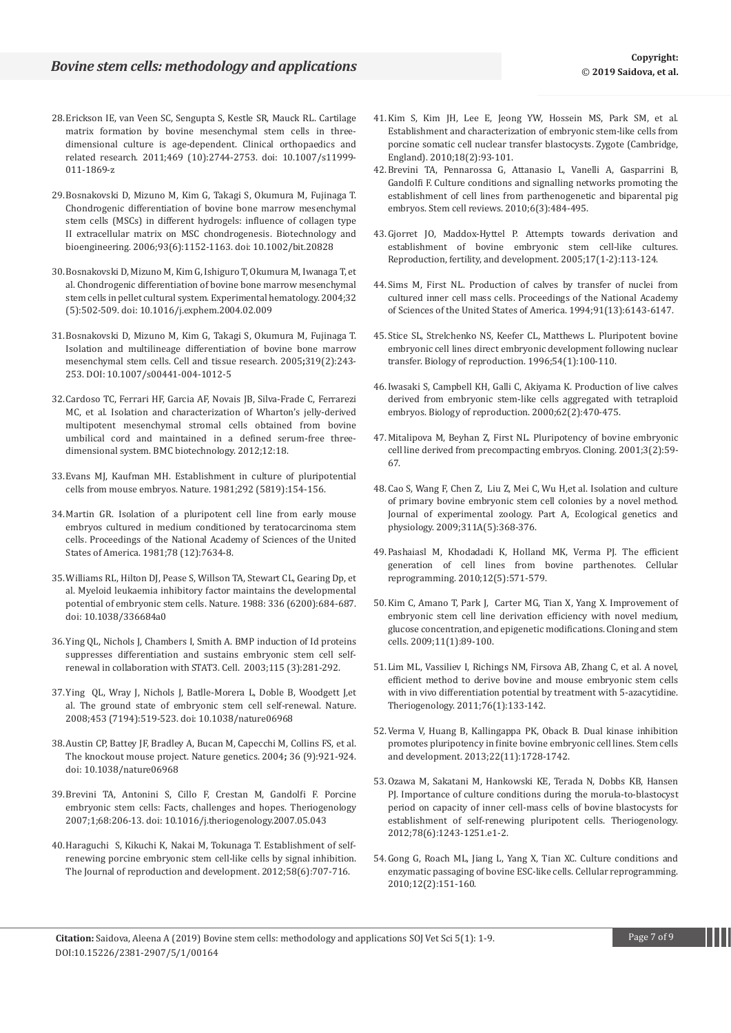28. Erickson IE, van Veen SC, Sengupta S, Kestle SR, Mauck RL. Cartilage matrix formation by bovine mesenchymal stem cells in three-dimensional culture is age-dependent. Clinical orthopaedics and related research. 2011;469 (10):2744-2753. doi: 10.1007/s11999-011-1869-z

29. Bosnakovski D, Mizuno M, Kim G, Takagi S, Okumura M, Fujinaga T. Chondrogenic differentiation of bovine bone marrow mesenchymal stem cells (MSCs) in different hydrogels: influence of collagen type II extracellular matrix on MSC chondrogenesis. Biotechnology and bioengineering. 2006;93(6):1152-1163. doi: 10.1002/bit.20828

30. Bosnakovski D, Mizuno M, Kim G, Ishiguro T, Okumura M, Iwanaga T, et al. Chondrogenic differentiation of bovine bone marrow mesenchymal stem cells in pellet cultural system. Experimental hematology. 2004;32 (5):502-509. doi: 10.1016/j.exphem.2004.02.009

31. Bosnakovski D, Mizuno M, Kim G, Takagi S, Okumura M, Fujinaga T. Isolation and multilineage differentiation of bovine bone marrow mesenchymal stem cells. Cell and tissue research. 2005;319(2):243-253. DOI: 10.1007/s00441-004-1012-5

32. Cardoso TC, Ferrari HF, Garcia AF, Novais JB, Silva-Frade C, Ferrarezi MC, et al. Isolation and characterization of Wharton's jelly-derived multipotent mesenchymal stromal cells obtained from bovine umbilical cord and maintained in a defined serum-free three-dimensional system. BMC biotechnology. 2012;12:18.

33. Evans MJ, Kaufman MH. Establishment in culture of pluripotential cells from mouse embryos. Nature. 1981;292 (5819):154-156.

34. Martin GR. Isolation of a pluripotent cell line from early mouse embryos cultured in medium conditioned by teratocarcinoma stem cells. Proceedings of the National Academy of Sciences of the United States of America. 1981;78 (12):7634-8.

35. Williams RL, Hilton DJ, Pease S, Willson TA, Stewart CL, Gearing Dp, et al. Myeloid leukaemia inhibitory factor maintains the developmental potential of embryonic stem cells. Nature. 1988: 336 (6200):684-687. doi: 10.1038/336684a0

36. Ying QL, Nichols J, Chambers I, Smith A. BMP induction of Id proteins suppresses differentiation and sustains embryonic stem cell self-renewal in collaboration with STAT3. Cell. 2003;115 (3):281-292.

37. Ying QL, Wray J, Nichols J, Batlle-Morera L, Doble B, Woodgett J,et al. The ground state of embryonic stem cell self-renewal. Nature. 2008;453 (7194):519-523. doi: 10.1038/nature06968

38. Austin CP, Battey JF, Bradley A, Bucan M, Capecchi M, Collins FS, et al. The knockout mouse project. Nature genetics. 2004; 36 (9):921-924. doi: 10.1038/nature06968

39. Brevini TA, Antonini S, Cillo F, Crestan M, Gandolfi F. Porcine embryonic stem cells: Facts, challenges and hopes. Theriogenology 2007;1;68:206-13. doi: 10.1016/j.theriogenology.2007.05.043

40. Haraguchi S, Kikuchi K, Nakai M, Tokunaga T. Establishment of self-renewing porcine embryonic stem cell-like cells by signal inhibition. The Journal of reproduction and development. 2012;58(6):707-716.

41. Kim S, Kim JH, Lee E, Jeong YW, Hossein MS, Park SM, et al. Establishment and characterization of embryonic stem-like cells from porcine somatic cell nuclear transfer blastocysts. Zygote (Cambridge, England). 2010;18(2):93-101.

42. Brevini TA, Pennarossa G, Attanasio L, Vanelli A, Gasparrini B, Gandolfi F. Culture conditions and signalling networks promoting the establishment of cell lines from parthenogenetic and biparental pig embryos. Stem cell reviews. 2010;6(3):484-495.

43. Gjorret JO, Maddox-Hyttel P. Attempts towards derivation and establishment of bovine embryonic stem cell-like cultures. Reproduction, fertility, and development. 2005;17(1-2):113-124.

44. Sims M, First NL. Production of calves by transfer of nuclei from cultured inner cell mass cells. Proceedings of the National Academy of Sciences of the United States of America. 1994;91(13):6143-6147.

45. Stice SL, Strelchenko NS, Keefer CL, Matthews L. Pluripotent bovine embryonic cell lines direct embryonic development following nuclear transfer. Biology of reproduction. 1996;54(1):100-110.

46. Iwasaki S, Campbell KH, Galli C, Akiyama K. Production of live calves derived from embryonic stem-like cells aggregated with tetraploid embryos. Biology of reproduction. 2000;62(2):470-475.

47. Mitalipova M, Beyhan Z, First NL. Pluripotency of bovine embryonic cell line derived from precompacting embryos. Cloning. 2001;3(2):59-67.

48. Cao S, Wang F, Chen Z, Liu Z, Mei C, Wu H,et al. Isolation and culture of primary bovine embryonic stem cell colonies by a novel method. Journal of experimental zoology. Part A, Ecological genetics and physiology. 2009;311A(5):368-376.

49. Pashaiasl M, Khodadadi K, Holland MK, Verma PJ. The efficient generation of cell lines from bovine parthenotes. Cellular reprogramming. 2010;12(5):571-579.

50. Kim C, Amano T, Park J, Carter MG, Tian X, Yang X. Improvement of embryonic stem cell line derivation efficiency with novel medium, glucose concentration, and epigenetic modifications. Cloning and stem cells. 2009;11(1):89-100.

51. Lim ML, Vassiliev I, Richings NM, Firsova AB, Zhang C, et al. A novel, efficient method to derive bovine and mouse embryonic stem cells with in vivo differentiation potential by treatment with 5-azacytidine. Theriogenology. 2011;76(1):133-142.

52. Verma V, Huang B, Kallingappa PK, Oback B. Dual kinase inhibition promotes pluripotency in finite bovine embryonic cell lines. Stem cells and development. 2013;22(11):1728-1742.

53. Ozawa M, Sakatani M, Hankowski KE, Terada N, Dobbs KB, Hansen PJ. Importance of culture conditions during the morula-to-blastocyst period on capacity of inner cell-mass cells of bovine blastocysts for establishment of self-renewing pluripotent cells. Theriogenology. 2012;78(6):1243-1251.e1-2.

54. Gong G, Roach ML, Jiang L, Yang X, Tian XC. Culture conditions and enzymatic passaging of bovine ESC-like cells. Cellular reprogramming. 2010;12(2):151-160.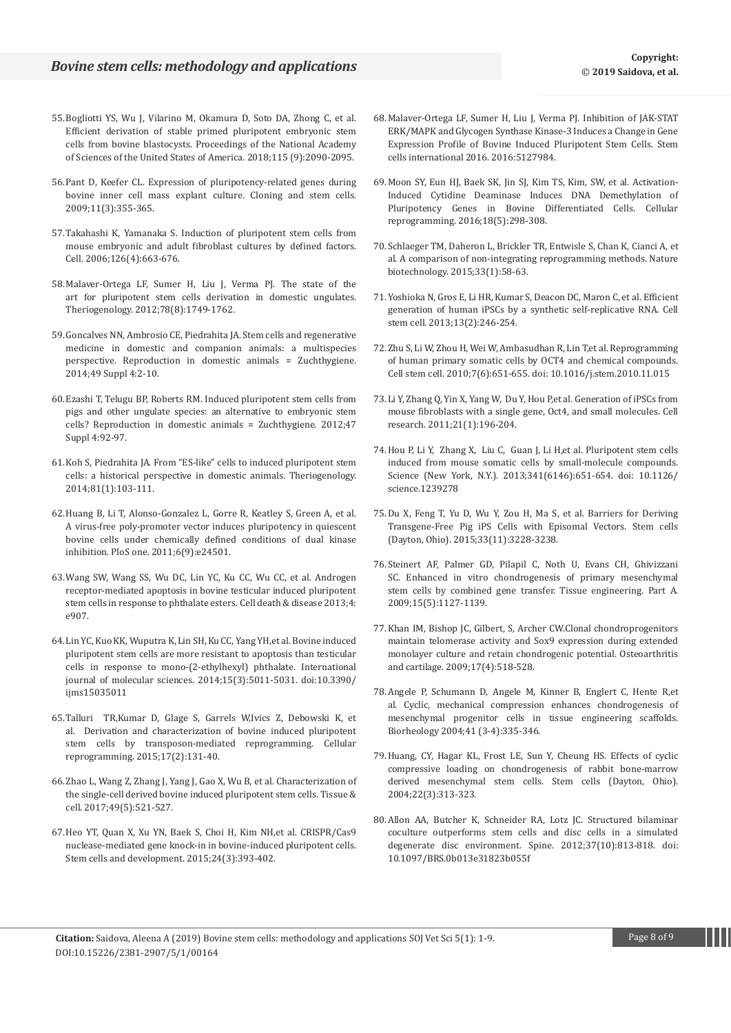55. Bogliotti YS, Wu J, Vilarino M, Okamura D, Soto DA, Zhong C, et al. Efficient derivation of stable primed pluripotent embryonic stem cells from bovine blastocysts. Proceedings of the National Academy of Sciences of the United States of America. 2018;115 (9):2090-2095.

56. Pant D, Keefer CL. Expression of pluripotency-related genes during bovine inner cell mass explant culture. Cloning and stem cells. 2009;11(3):355-365.

57. Takahashi K, Yamanaka S. Induction of pluripotent stem cells from mouse embryonic and adult fibroblast cultures by defined factors. Cell. 2006;126(4):663-676.

58. Malaver-Ortega LF, Sumer H, Liu J, Verma PJ. The state of the art for pluripotent stem cells derivation in domestic ungulates. Theriogenology. 2012;78(8):1749-1762.

59. Goncalves NN, Ambrosio CE, Piedrahita JA. Stem cells and regenerative medicine in domestic and companion animals: a multispecies perspective. Reproduction in domestic animals = Zuchthygiene. 2014;49 Suppl 4:2-10.

60. Ezashi T, Telugu BP, Roberts RM. Induced pluripotent stem cells from pigs and other ungulate species: an alternative to embryonic stem cells? Reproduction in domestic animals = Zuchthygiene. 2012;47 Suppl 4:92-97.

61. Koh S, Piedrahita JA. From "ES-like" cells to induced pluripotent stem cells: a historical perspective in domestic animals. Theriogenology. 2014;81(1):103-111.

62. Huang B, Li T, Alonso-Gonzalez L, Gorre R, Keatley S, Green A, et al. A virus-free poly-promoter vector induces pluripotency in quiescent bovine cells under chemically defined conditions of dual kinase inhibition. PloS one. 2011;6(9):e24501.

63. Wang SW, Wang SS, Wu DC, Lin YC, Ku CC, Wu CC, et al. Androgen receptor-mediated apoptosis in bovine testicular induced pluripotent stem cells in response to phthalate esters. Cell death & disease 2013;4: e907.

64. Lin YC, Kuo KK, Wuputra K, Lin SH, Ku CC, Yang YH,et al. Bovine induced pluripotent stem cells are more resistant to apoptosis than testicular cells in response to mono-(2-ethylhexyl) phthalate. International journal of molecular sciences. 2014;15(3):5011-5031. doi:10.3390/ijms15035011

65. Talluri TR,Kumar D, Glage S, Garrels W,Ivics Z, Debowski K, et al. Derivation and characterization of bovine induced pluripotent stem cells by transposon-mediated reprogramming. Cellular reprogramming. 2015;17(2):131-40.

66. Zhao L, Wang Z, Zhang J, Yang J, Gao X, Wu B, et al. Characterization of the single-cell derived bovine induced pluripotent stem cells. Tissue & cell. 2017;49(5):521-527.

67. Heo YT, Quan X, Xu YN, Baek S, Choi H, Kim NH,et al. CRISPR/Cas9 nuclease-mediated gene knock-in in bovine-induced pluripotent cells. Stem cells and development. 2015;24(3):393-402.

68. Malaver-Ortega LF, Sumer H, Liu J, Verma PJ. Inhibition of JAK-STAT ERK/MAPK and Glycogen Synthase Kinase-3 Induces a Change in Gene Expression Profile of Bovine Induced Pluripotent Stem Cells. Stem cells international 2016. 2016:5127984.

69. Moon SY, Eun HJ, Baek SK, Jin SJ, Kim TS, Kim, SW, et al. Activation-Induced Cytidine Deaminase Induces DNA Demethylation of Pluripotency Genes in Bovine Differentiated Cells. Cellular reprogramming. 2016;18(5):298-308.

70. Schlaeger TM, Daheron L, Brickler TR, Entwisle S, Chan K, Cianci A, et al. A comparison of non-integrating reprogramming methods. Nature biotechnology. 2015;33(1):58-63.

71. Yoshioka N, Gros E, Li HR, Kumar S, Deacon DC, Maron C, et al. Efficient generation of human iPSCs by a synthetic self-replicative RNA. Cell stem cell. 2013;13(2):246-254.

72. Zhu S, Li W, Zhou H, Wei W, Ambasudhan R, Lin T,et al. Reprogramming of human primary somatic cells by OCT4 and chemical compounds. Cell stem cell. 2010;7(6):651-655. doi: 10.1016/j.stem.2010.11.015

73. Li Y, Zhang Q, Yin X, Yang W, Du Y, Hou P,et al. Generation of iPSCs from mouse fibroblasts with a single gene, Oct4, and small molecules. Cell research. 2011;21(1):196-204.

74. Hou P, Li Y, Zhang X, Liu C, Guan J, Li H,et al. Pluripotent stem cells induced from mouse somatic cells by small-molecule compounds. Science (New York, N.Y.). 2013;341(6146):651-654. doi: 10.1126/science.1239278

75. Du X, Feng T, Yu D, Wu Y, Zou H, Ma S, et al. Barriers for Deriving Transgene-Free Pig iPS Cells with Episomal Vectors. Stem cells (Dayton, Ohio). 2015;33(11):3228-3238.

76. Steinert AF, Palmer GD, Pilapil C, Noth U, Evans CH, Ghivizzani SC. Enhanced in vitro chondrogenesis of primary mesenchymal stem cells by combined gene transfer. Tissue engineering. Part A. 2009;15(5):1127-1139.

77. Khan IM, Bishop JC, Gilbert, S, Archer CW.Clonal chondroprogenitors maintain telomerase activity and Sox9 expression during extended monolayer culture and retain chondrogenic potential. Osteoarthritis and cartilage. 2009;17(4):518-528.

78. Angele P, Schumann D, Angele M, Kinner B, Englert C, Hente R,et al. Cyclic, mechanical compression enhances chondrogenesis of mesenchymal progenitor cells in tissue engineering scaffolds. Biorheology 2004;41 (3-4):335-346.

79. Huang, CY, Hagar KL, Frost LE, Sun Y, Cheung HS. Effects of cyclic compressive loading on chondrogenesis of rabbit bone-marrow derived mesenchymal stem cells. Stem cells (Dayton, Ohio). 2004;22(3):313-323.

80. Allon AA, Butcher K, Schneider RA, Lotz JC. Structured bilaminar coculture outperforms stem cells and disc cells in a simulated degenerate disc environment. Spine. 2012;37(10):813-818. doi: 10.1097/BRS.0b013e31823b055f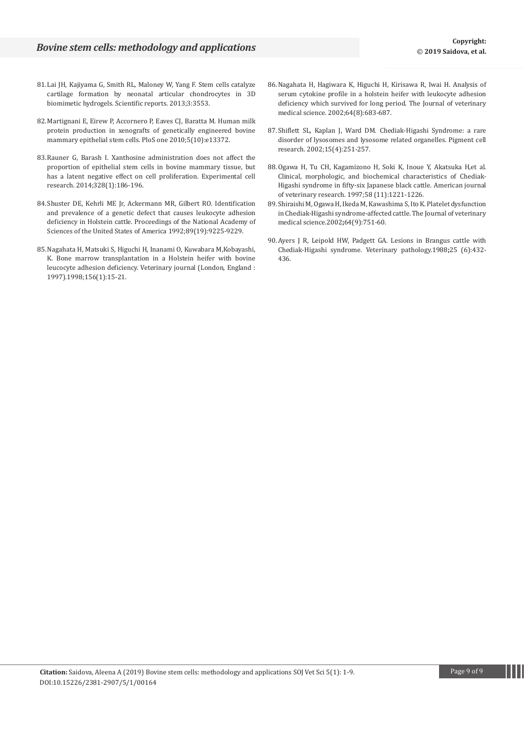81. Lai JH, Kajiyama G, Smith RL, Maloney W, Yang F. Stem cells catalyze cartilage formation by neonatal articular chondrocytes in 3D biomimetic hydrogels. Scientific reports. 2013;3:3553.

82. Martignani E, Eirew P, Accornero P, Eaves CJ, Baratta M. Human milk protein production in xenografts of genetically engineered bovine mammary epithelial stem cells. PloS one 2010;5(10):e13372.

83. Rauner G, Barash I. Xanthosine administration does not affect the proportion of epithelial stem cells in bovine mammary tissue, but has a latent negative effect on cell proliferation. Experimental cell research. 2014;328(1):186-196.

84. Shuster DE, Kehrli ME Jr, Ackermann MR, Gilbert RO. Identification and prevalence of a genetic defect that causes leukocyte adhesion deficiency in Holstein cattle. Proceedings of the National Academy of Sciences of the United States of America 1992;89(19):9225-9229.

85. Nagahata H, Matsuki S, Higuchi H, Inanami O, Kuwabara M,Kobayashi, K. Bone marrow transplantation in a Holstein heifer with bovine leucocyte adhesion deficiency. Veterinary journal (London, England : 1997).1998;156(1):15-21.

86. Nagahata H, Hagiwara K, Higuchi H, Kirisawa R, Iwai H. Analysis of serum cytokine profile in a holstein heifer with leukocyte adhesion deficiency which survived for long period. The Journal of veterinary medical science. 2002;64(8):683-687.

87. Shiflett SL, Kaplan J, Ward DM. Chediak-Higashi Syndrome: a rare disorder of lysosomes and lysosome related organelles. Pigment cell research. 2002;15(4):251-257.

88. Ogawa H, Tu CH, Kagamizono H, Soki K, Inoue Y, Akatsuka H,et al. Clinical, morphologic, and biochemical characteristics of Chediak-Higashi syndrome in fifty-six Japanese black cattle. American journal of veterinary research. 1997;58 (11):1221-1226.

89. Shiraishi M, Ogawa H, Ikeda M, Kawashima S, Ito K. Platelet dysfunction in Chediak-Higashi syndrome-affected cattle. The Journal of veterinary medical science.2002;64(9):751-60.

90. Ayers J R, Leipold HW, Padgett GA. Lesions in Brangus cattle with Chediak-Higashi syndrome. Veterinary pathology.1988;25 (6):432-436.